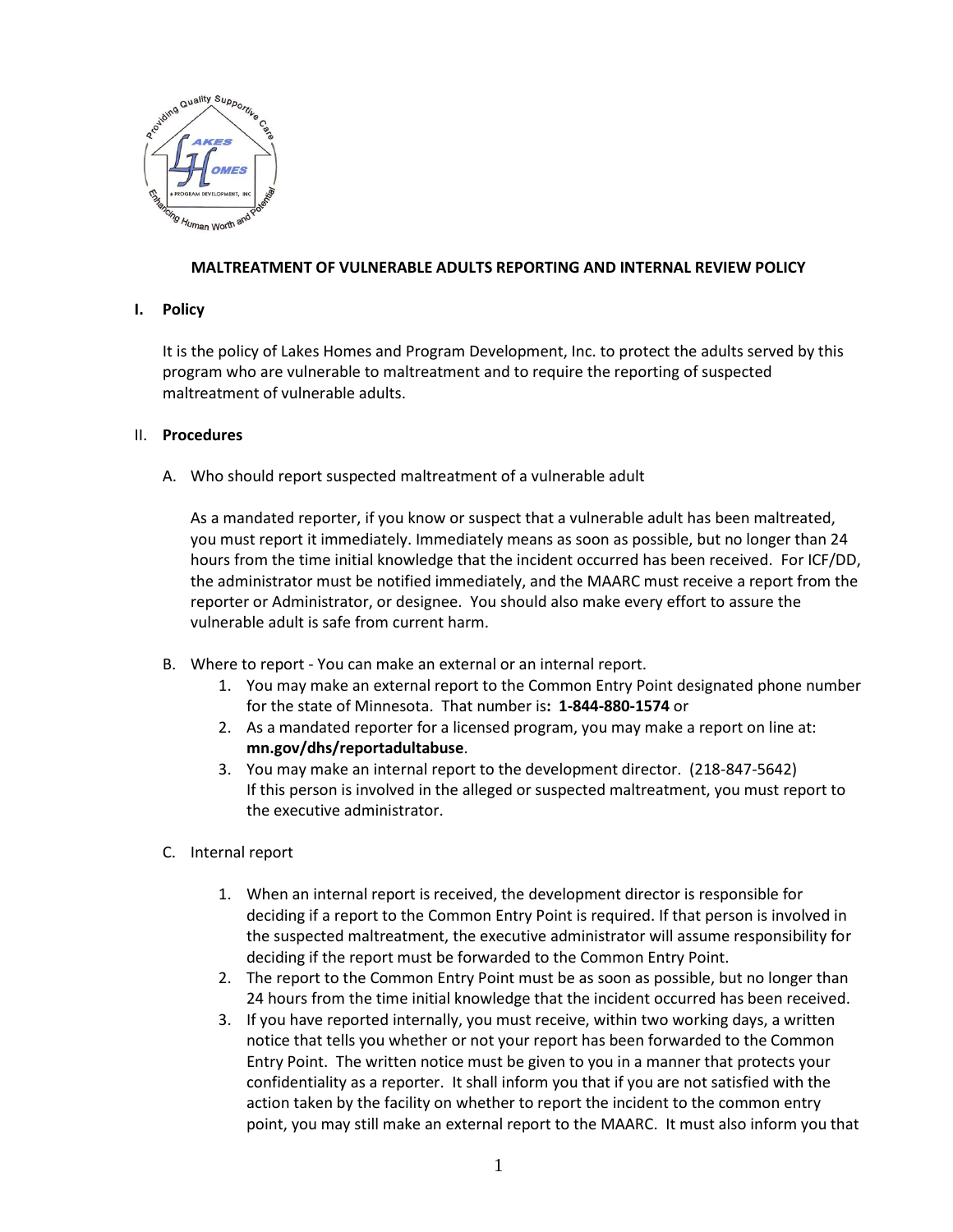**MALTREATMENT OF VULNERABLE ADULTS REPORTING AND INTERNAL REVIEW POLICY**

## I. Policy

It is the policy of Lakes Homes and Program Development, Inc. to protect the adults served by this program who are vulnerable to maltreatment and to require the reporting of suspected maltreatment of vulnerable adults.

## II. Procedures

A. Who should report suspected maltreatment of a vulnerable adult

As a mandated reporter, if you know or suspect that a vulnerable adult has been maltreated, you must report it immediately. Immediately means as soon as possible, but no longer than 24 hours from the time initial knowledge that the incident occurred has been received. For ICF/DD, the administrator must be notified immediately, and the MAARC must receive a report from the reporter or Administrator, or designee. You should also make every effort to assure the vulnerable adult is safe from current harm.

B. Where to report - You can make an external or an internal report.

1. You may make an external report to the Common Entry Point designated phone number for the state of Minnesota. That number is**: 1-844-880-1574** or
2. As a mandated reporter for a licensed program, you may make a report on line at: **mn.gov/dhs/reportadultabuse**.
3. You may make an internal report to the development director. (218-847-5642) If this person is involved in the alleged or suspected maltreatment, you must report to the executive administrator.

C. Internal report

1. When an internal report is received, the development director is responsible for deciding if a report to the Common Entry Point is required. If that person is involved in the suspected maltreatment, the executive administrator will assume responsibility for deciding if the report must be forwarded to the Common Entry Point.
2. The report to the Common Entry Point must be as soon as possible, but no longer than 24 hours from the time initial knowledge that the incident occurred has been received.
3. If you have reported internally, you must receive, within two working days, a written notice that tells you whether or not your report has been forwarded to the Common Entry Point. The written notice must be given to you in a manner that protects your confidentiality as a reporter. It shall inform you that if you are not satisfied with the action taken by the facility on whether to report the incident to the common entry point, you may still make an external report to the MAARC. It must also inform you that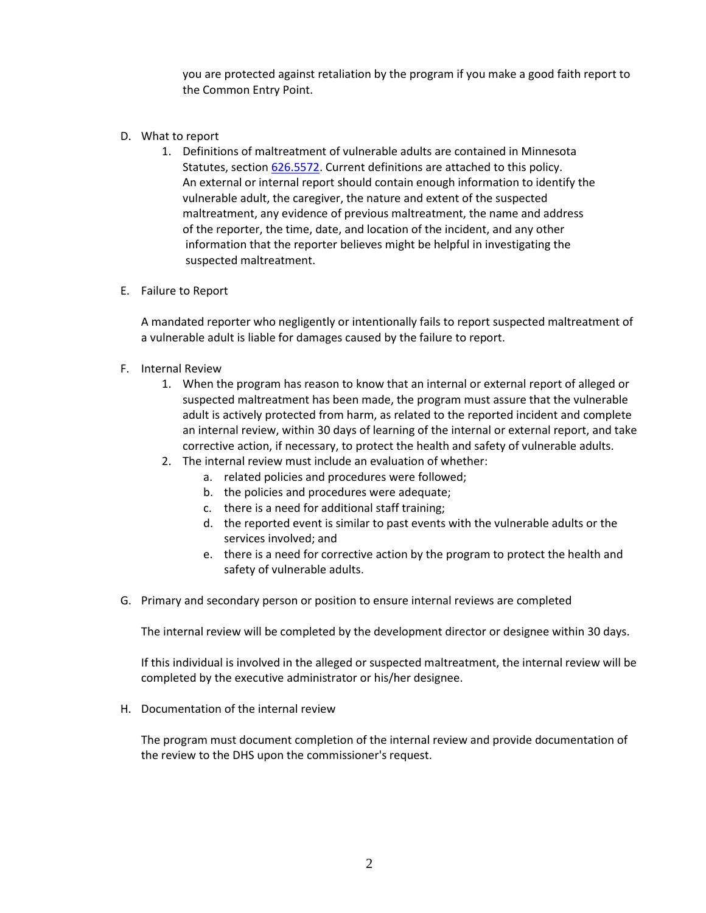you are protected against retaliation by the program if you make a good faith report to the Common Entry Point.

D. What to report

  1. Definitions of maltreatment of vulnerable adults are contained in Minnesota Statutes, section [626.5572](). Current definitions are attached to this policy. An external or internal report should contain enough information to identify the vulnerable adult, the caregiver, the nature and extent of the suspected maltreatment, any evidence of previous maltreatment, the name and address of the reporter, the time, date, and location of the incident, and any other information that the reporter believes might be helpful in investigating the suspected maltreatment.

E. Failure to Report

A mandated reporter who negligently or intentionally fails to report suspected maltreatment of a vulnerable adult is liable for damages caused by the failure to report.

F. Internal Review

  1. When the program has reason to know that an internal or external report of alleged or suspected maltreatment has been made, the program must assure that the vulnerable adult is actively protected from harm, as related to the reported incident and complete an internal review, within 30 days of learning of the internal or external report, and take corrective action, if necessary, to protect the health and safety of vulnerable adults.
  2. The internal review must include an evaluation of whether:
     a. related policies and procedures were followed;
     b. the policies and procedures were adequate;
     c. there is a need for additional staff training;
     d. the reported event is similar to past events with the vulnerable adults or the services involved; and
     e. there is a need for corrective action by the program to protect the health and safety of vulnerable adults.

G. Primary and secondary person or position to ensure internal reviews are completed

The internal review will be completed by the development director or designee within 30 days.

If this individual is involved in the alleged or suspected maltreatment, the internal review will be completed by the executive administrator or his/her designee.

H. Documentation of the internal review

The program must document completion of the internal review and provide documentation of the review to the DHS upon the commissioner's request.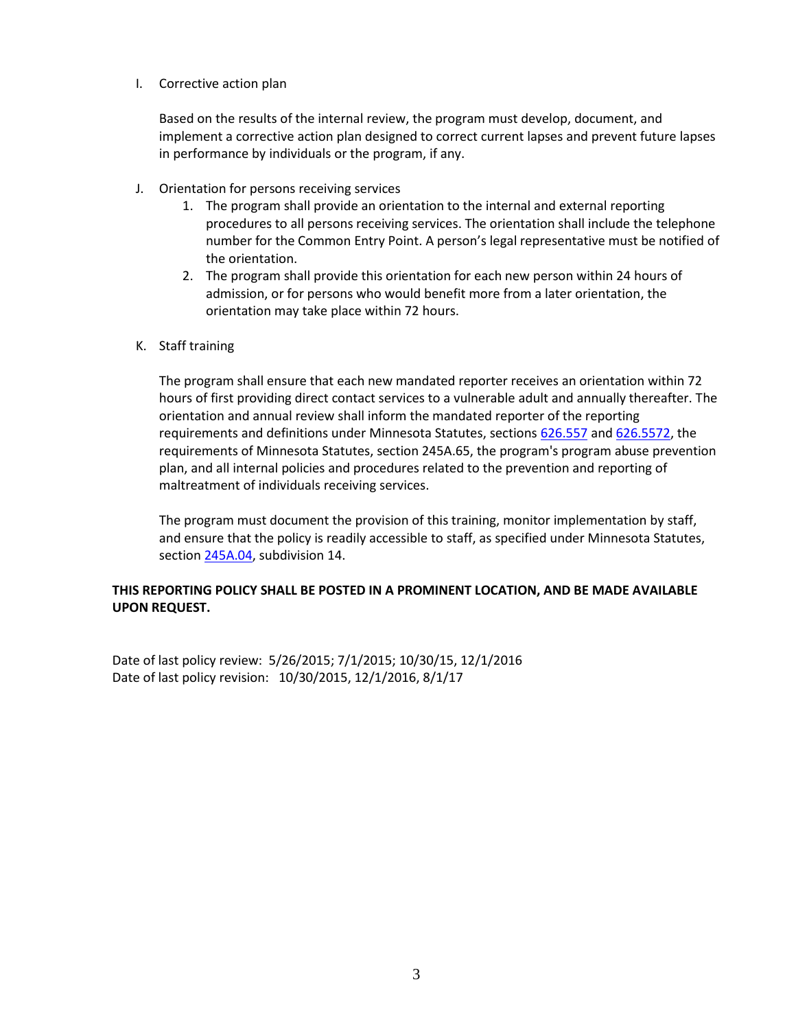I. Corrective action plan

   Based on the results of the internal review, the program must develop, document, and implement a corrective action plan designed to correct current lapses and prevent future lapses in performance by individuals or the program, if any.

J. Orientation for persons receiving services

   1. The program shall provide an orientation to the internal and external reporting procedures to all persons receiving services. The orientation shall include the telephone number for the Common Entry Point. A person's legal representative must be notified of the orientation.
   2. The program shall provide this orientation for each new person within 24 hours of admission, or for persons who would benefit more from a later orientation, the orientation may take place within 72 hours.

K. Staff training

   The program shall ensure that each new mandated reporter receives an orientation within 72 hours of first providing direct contact services to a vulnerable adult and annually thereafter. The orientation and annual review shall inform the mandated reporter of the reporting requirements and definitions under Minnesota Statutes, sections 626.557 and 626.5572, the requirements of Minnesota Statutes, section 245A.65, the program's program abuse prevention plan, and all internal policies and procedures related to the prevention and reporting of maltreatment of individuals receiving services.

   The program must document the provision of this training, monitor implementation by staff, and ensure that the policy is readily accessible to staff, as specified under Minnesota Statutes, section 245A.04, subdivision 14.

**THIS REPORTING POLICY SHALL BE POSTED IN A PROMINENT LOCATION, AND BE MADE AVAILABLE UPON REQUEST.**

Date of last policy review: 5/26/2015; 7/1/2015; 10/30/15, 12/1/2016
Date of last policy revision: 10/30/2015, 12/1/2016, 8/1/17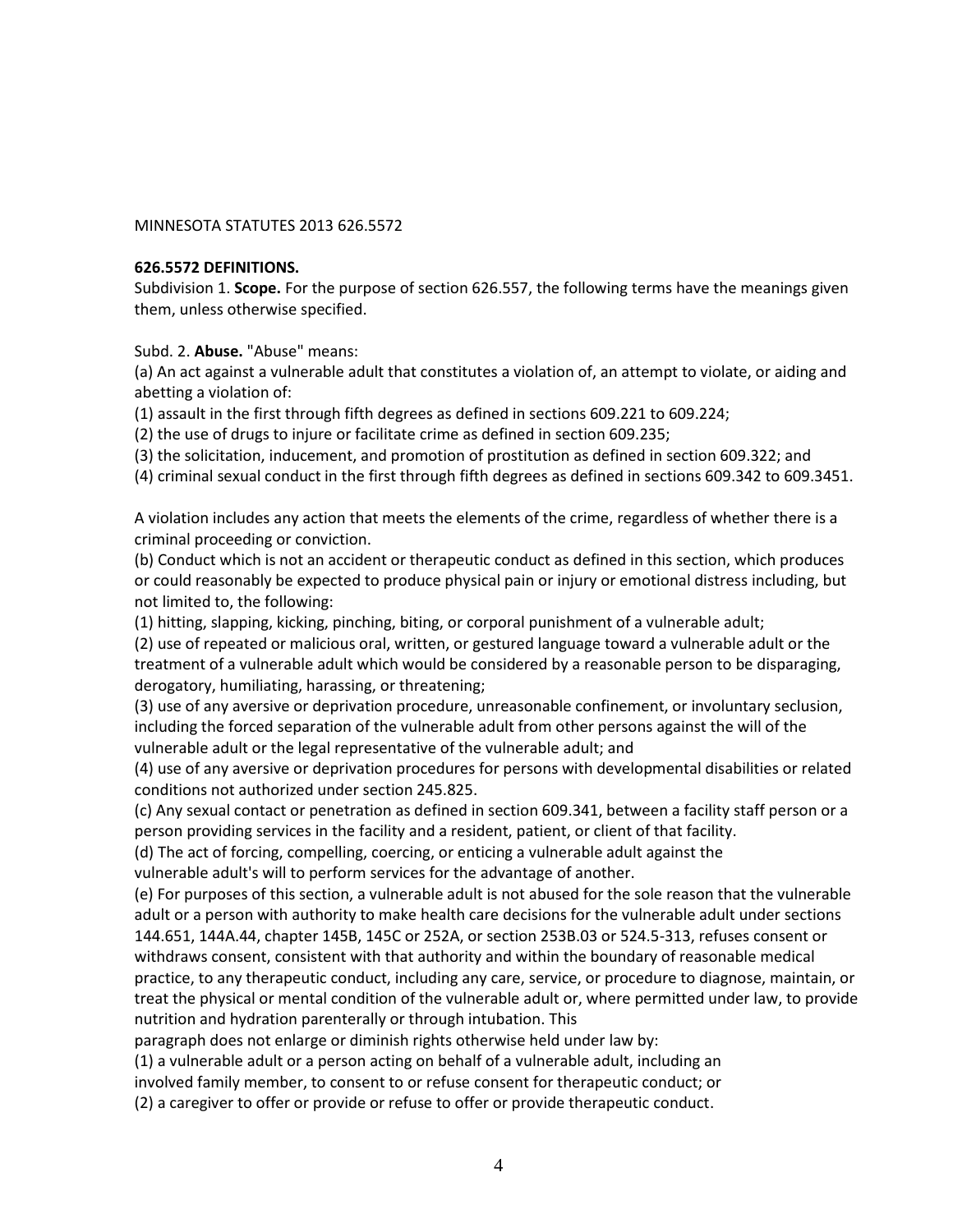MINNESOTA STATUTES 2013 626.5572

**626.5572 DEFINITIONS.**

Subdivision 1. **Scope.** For the purpose of section 626.557, the following terms have the meanings given them, unless otherwise specified.

Subd. 2. **Abuse.** "Abuse" means:

(a) An act against a vulnerable adult that constitutes a violation of, an attempt to violate, or aiding and abetting a violation of:

(1) assault in the first through fifth degrees as defined in sections 609.221 to 609.224;

(2) the use of drugs to injure or facilitate crime as defined in section 609.235;

(3) the solicitation, inducement, and promotion of prostitution as defined in section 609.322; and

(4) criminal sexual conduct in the first through fifth degrees as defined in sections 609.342 to 609.3451.

A violation includes any action that meets the elements of the crime, regardless of whether there is a criminal proceeding or conviction.

(b) Conduct which is not an accident or therapeutic conduct as defined in this section, which produces or could reasonably be expected to produce physical pain or injury or emotional distress including, but not limited to, the following:

(1) hitting, slapping, kicking, pinching, biting, or corporal punishment of a vulnerable adult;

(2) use of repeated or malicious oral, written, or gestured language toward a vulnerable adult or the treatment of a vulnerable adult which would be considered by a reasonable person to be disparaging, derogatory, humiliating, harassing, or threatening;

(3) use of any aversive or deprivation procedure, unreasonable confinement, or involuntary seclusion, including the forced separation of the vulnerable adult from other persons against the will of the vulnerable adult or the legal representative of the vulnerable adult; and

(4) use of any aversive or deprivation procedures for persons with developmental disabilities or related conditions not authorized under section 245.825.

(c) Any sexual contact or penetration as defined in section 609.341, between a facility staff person or a person providing services in the facility and a resident, patient, or client of that facility.

(d) The act of forcing, compelling, coercing, or enticing a vulnerable adult against the vulnerable adult's will to perform services for the advantage of another.

(e) For purposes of this section, a vulnerable adult is not abused for the sole reason that the vulnerable adult or a person with authority to make health care decisions for the vulnerable adult under sections 144.651, 144A.44, chapter 145B, 145C or 252A, or section 253B.03 or 524.5-313, refuses consent or withdraws consent, consistent with that authority and within the boundary of reasonable medical practice, to any therapeutic conduct, including any care, service, or procedure to diagnose, maintain, or treat the physical or mental condition of the vulnerable adult or, where permitted under law, to provide nutrition and hydration parenterally or through intubation. This paragraph does not enlarge or diminish rights otherwise held under law by:

(1) a vulnerable adult or a person acting on behalf of a vulnerable adult, including an involved family member, to consent to or refuse consent for therapeutic conduct; or

(2) a caregiver to offer or provide or refuse to offer or provide therapeutic conduct.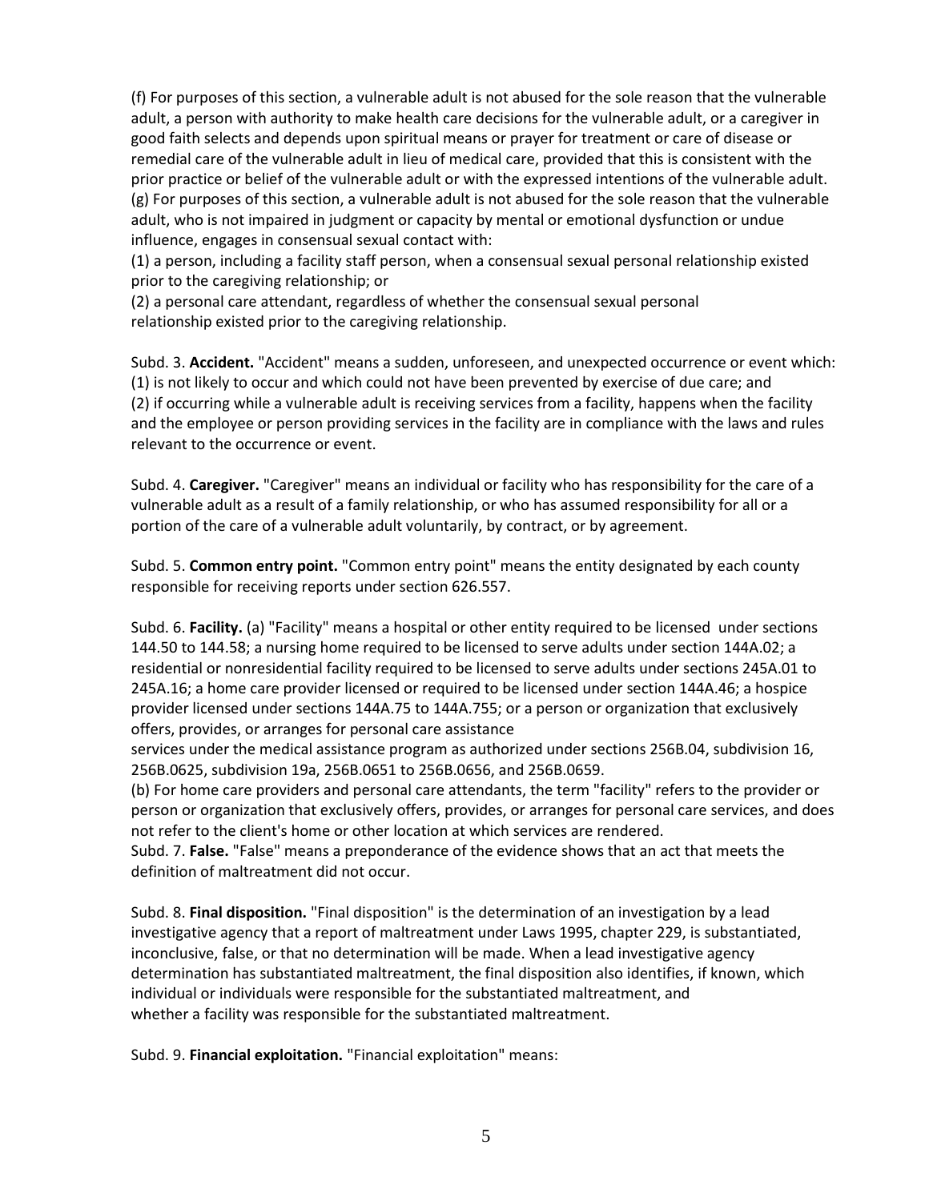(f) For purposes of this section, a vulnerable adult is not abused for the sole reason that the vulnerable adult, a person with authority to make health care decisions for the vulnerable adult, or a caregiver in good faith selects and depends upon spiritual means or prayer for treatment or care of disease or remedial care of the vulnerable adult in lieu of medical care, provided that this is consistent with the prior practice or belief of the vulnerable adult or with the expressed intentions of the vulnerable adult.
(g) For purposes of this section, a vulnerable adult is not abused for the sole reason that the vulnerable adult, who is not impaired in judgment or capacity by mental or emotional dysfunction or undue influence, engages in consensual sexual contact with:
(1) a person, including a facility staff person, when a consensual sexual personal relationship existed prior to the caregiving relationship; or
(2) a personal care attendant, regardless of whether the consensual sexual personal relationship existed prior to the caregiving relationship.

Subd. 3. **Accident.** "Accident" means a sudden, unforeseen, and unexpected occurrence or event which:
(1) is not likely to occur and which could not have been prevented by exercise of due care; and
(2) if occurring while a vulnerable adult is receiving services from a facility, happens when the facility and the employee or person providing services in the facility are in compliance with the laws and rules relevant to the occurrence or event.

Subd. 4. **Caregiver.** "Caregiver" means an individual or facility who has responsibility for the care of a vulnerable adult as a result of a family relationship, or who has assumed responsibility for all or a portion of the care of a vulnerable adult voluntarily, by contract, or by agreement.

Subd. 5. **Common entry point.** "Common entry point" means the entity designated by each county responsible for receiving reports under section 626.557.

Subd. 6. **Facility.** (a) "Facility" means a hospital or other entity required to be licensed under sections 144.50 to 144.58; a nursing home required to be licensed to serve adults under section 144A.02; a residential or nonresidential facility required to be licensed to serve adults under sections 245A.01 to 245A.16; a home care provider licensed or required to be licensed under section 144A.46; a hospice provider licensed under sections 144A.75 to 144A.755; or a person or organization that exclusively offers, provides, or arranges for personal care assistance services under the medical assistance program as authorized under sections 256B.04, subdivision 16, 256B.0625, subdivision 19a, 256B.0651 to 256B.0656, and 256B.0659.
(b) For home care providers and personal care attendants, the term "facility" refers to the provider or person or organization that exclusively offers, provides, or arranges for personal care services, and does not refer to the client's home or other location at which services are rendered.
Subd. 7. **False.** "False" means a preponderance of the evidence shows that an act that meets the definition of maltreatment did not occur.

Subd. 8. **Final disposition.** "Final disposition" is the determination of an investigation by a lead investigative agency that a report of maltreatment under Laws 1995, chapter 229, is substantiated, inconclusive, false, or that no determination will be made. When a lead investigative agency determination has substantiated maltreatment, the final disposition also identifies, if known, which individual or individuals were responsible for the substantiated maltreatment, and whether a facility was responsible for the substantiated maltreatment.

Subd. 9. **Financial exploitation.** "Financial exploitation" means: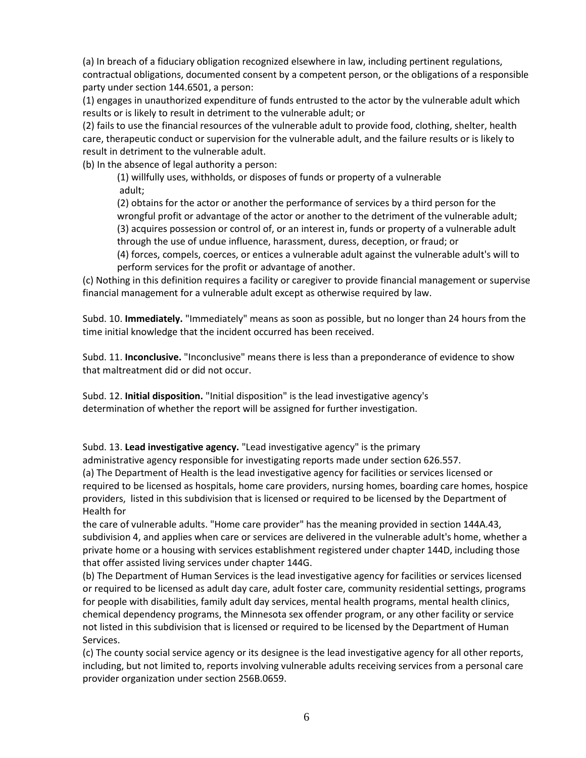(a) In breach of a fiduciary obligation recognized elsewhere in law, including pertinent regulations, contractual obligations, documented consent by a competent person, or the obligations of a responsible party under section 144.6501, a person:

(1) engages in unauthorized expenditure of funds entrusted to the actor by the vulnerable adult which results or is likely to result in detriment to the vulnerable adult; or

(2) fails to use the financial resources of the vulnerable adult to provide food, clothing, shelter, health care, therapeutic conduct or supervision for the vulnerable adult, and the failure results or is likely to result in detriment to the vulnerable adult.

(b) In the absence of legal authority a person:

> (1) willfully uses, withholds, or disposes of funds or property of a vulnerable adult;
>
> (2) obtains for the actor or another the performance of services by a third person for the wrongful profit or advantage of the actor or another to the detriment of the vulnerable adult;
>
> (3) acquires possession or control of, or an interest in, funds or property of a vulnerable adult through the use of undue influence, harassment, duress, deception, or fraud; or
>
> (4) forces, compels, coerces, or entices a vulnerable adult against the vulnerable adult's will to perform services for the profit or advantage of another.

(c) Nothing in this definition requires a facility or caregiver to provide financial management or supervise financial management for a vulnerable adult except as otherwise required by law.

Subd. 10. **Immediately.** "Immediately" means as soon as possible, but no longer than 24 hours from the time initial knowledge that the incident occurred has been received.

Subd. 11. **Inconclusive.** "Inconclusive" means there is less than a preponderance of evidence to show that maltreatment did or did not occur.

Subd. 12. **Initial disposition.** "Initial disposition" is the lead investigative agency's determination of whether the report will be assigned for further investigation.

Subd. 13. **Lead investigative agency.** "Lead investigative agency" is the primary administrative agency responsible for investigating reports made under section 626.557.

(a) The Department of Health is the lead investigative agency for facilities or services licensed or required to be licensed as hospitals, home care providers, nursing homes, boarding care homes, hospice providers, listed in this subdivision that is licensed or required to be licensed by the Department of Health for the care of vulnerable adults. "Home care provider" has the meaning provided in section 144A.43, subdivision 4, and applies when care or services are delivered in the vulnerable adult's home, whether a private home or a housing with services establishment registered under chapter 144D, including those that offer assisted living services under chapter 144G.

(b) The Department of Human Services is the lead investigative agency for facilities or services licensed or required to be licensed as adult day care, adult foster care, community residential settings, programs for people with disabilities, family adult day services, mental health programs, mental health clinics, chemical dependency programs, the Minnesota sex offender program, or any other facility or service not listed in this subdivision that is licensed or required to be licensed by the Department of Human Services.

(c) The county social service agency or its designee is the lead investigative agency for all other reports, including, but not limited to, reports involving vulnerable adults receiving services from a personal care provider organization under section 256B.0659.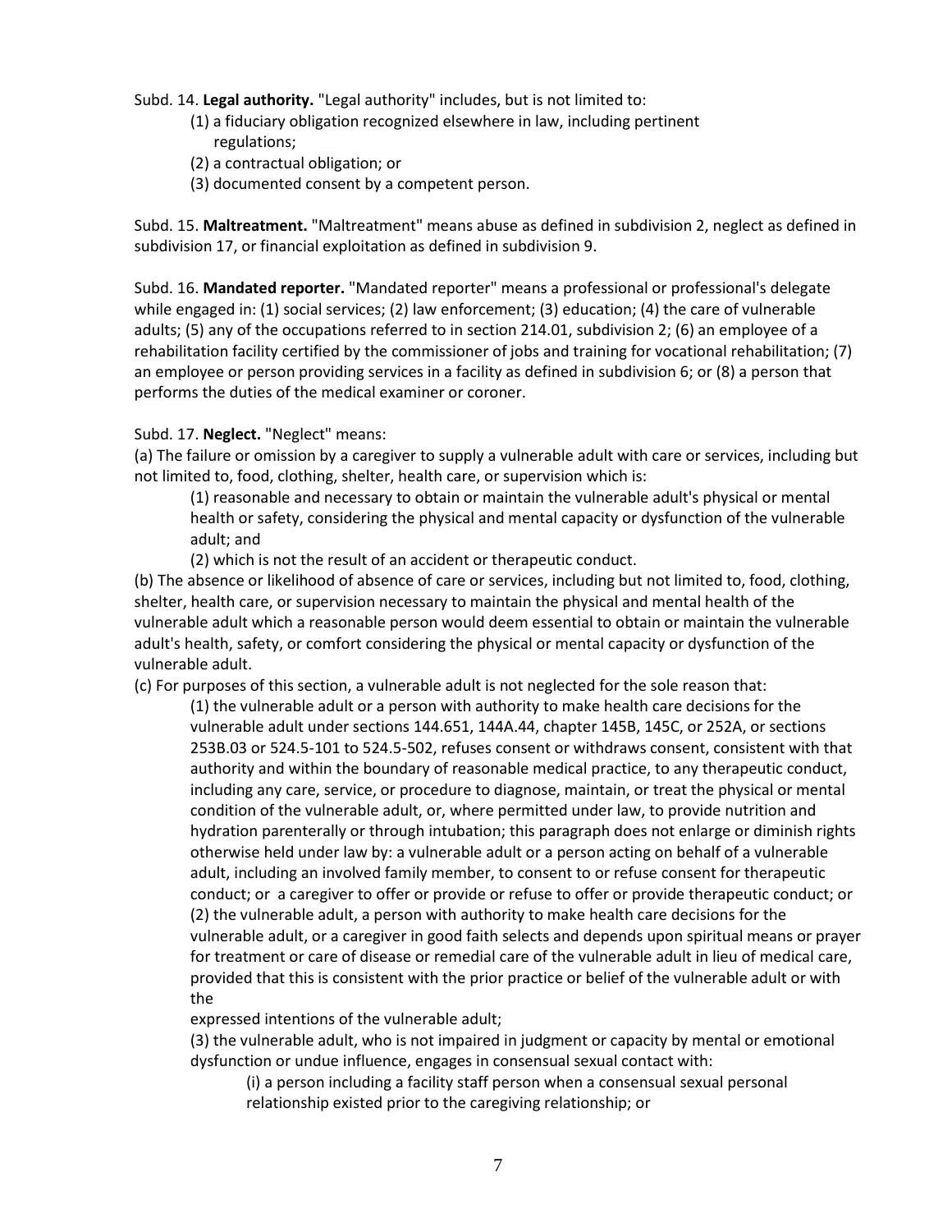Subd. 14. **Legal authority.** "Legal authority" includes, but is not limited to:

(1) a fiduciary obligation recognized elsewhere in law, including pertinent regulations;
(2) a contractual obligation; or
(3) documented consent by a competent person.

Subd. 15. **Maltreatment.** "Maltreatment" means abuse as defined in subdivision 2, neglect as defined in subdivision 17, or financial exploitation as defined in subdivision 9.

Subd. 16. **Mandated reporter.** "Mandated reporter" means a professional or professional's delegate while engaged in: (1) social services; (2) law enforcement; (3) education; (4) the care of vulnerable adults; (5) any of the occupations referred to in section 214.01, subdivision 2; (6) an employee of a rehabilitation facility certified by the commissioner of jobs and training for vocational rehabilitation; (7) an employee or person providing services in a facility as defined in subdivision 6; or (8) a person that performs the duties of the medical examiner or coroner.

Subd. 17. **Neglect.** "Neglect" means:

(a) The failure or omission by a caregiver to supply a vulnerable adult with care or services, including but not limited to, food, clothing, shelter, health care, or supervision which is:

(1) reasonable and necessary to obtain or maintain the vulnerable adult's physical or mental health or safety, considering the physical and mental capacity or dysfunction of the vulnerable adult; and

(2) which is not the result of an accident or therapeutic conduct.

(b) The absence or likelihood of absence of care or services, including but not limited to, food, clothing, shelter, health care, or supervision necessary to maintain the physical and mental health of the vulnerable adult which a reasonable person would deem essential to obtain or maintain the vulnerable adult's health, safety, or comfort considering the physical or mental capacity or dysfunction of the vulnerable adult.

(c) For purposes of this section, a vulnerable adult is not neglected for the sole reason that:

(1) the vulnerable adult or a person with authority to make health care decisions for the vulnerable adult under sections 144.651, 144A.44, chapter 145B, 145C, or 252A, or sections 253B.03 or 524.5-101 to 524.5-502, refuses consent or withdraws consent, consistent with that authority and within the boundary of reasonable medical practice, to any therapeutic conduct, including any care, service, or procedure to diagnose, maintain, or treat the physical or mental condition of the vulnerable adult, or, where permitted under law, to provide nutrition and hydration parenterally or through intubation; this paragraph does not enlarge or diminish rights otherwise held under law by: a vulnerable adult or a person acting on behalf of a vulnerable adult, including an involved family member, to consent to or refuse consent for therapeutic conduct; or a caregiver to offer or provide or refuse to offer or provide therapeutic conduct; or

(2) the vulnerable adult, a person with authority to make health care decisions for the vulnerable adult, or a caregiver in good faith selects and depends upon spiritual means or prayer for treatment or care of disease or remedial care of the vulnerable adult in lieu of medical care, provided that this is consistent with the prior practice or belief of the vulnerable adult or with the expressed intentions of the vulnerable adult;

(3) the vulnerable adult, who is not impaired in judgment or capacity by mental or emotional dysfunction or undue influence, engages in consensual sexual contact with:

(i) a person including a facility staff person when a consensual sexual personal relationship existed prior to the caregiving relationship; or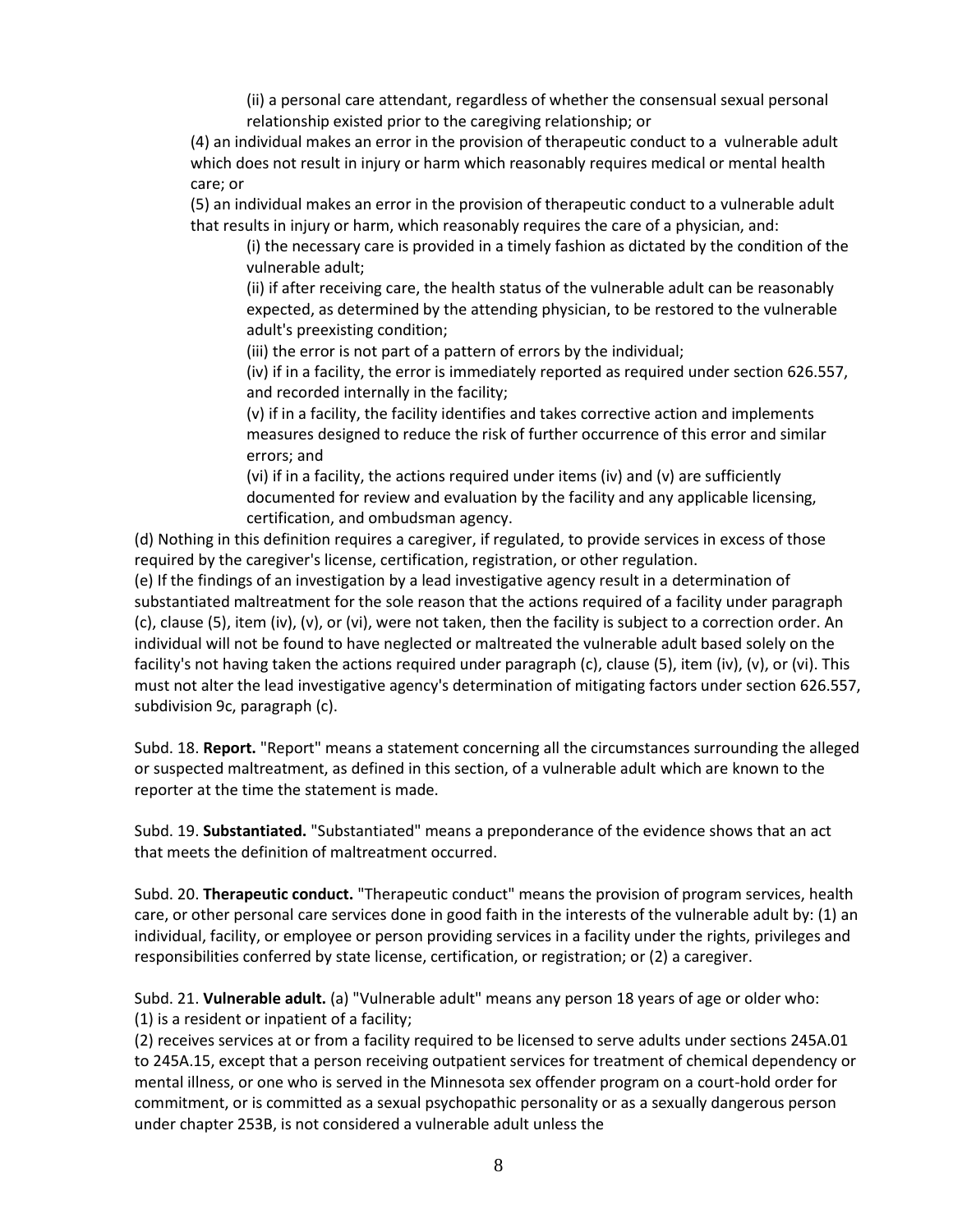(ii) a personal care attendant, regardless of whether the consensual sexual personal relationship existed prior to the caregiving relationship; or

(4) an individual makes an error in the provision of therapeutic conduct to a vulnerable adult which does not result in injury or harm which reasonably requires medical or mental health care; or

(5) an individual makes an error in the provision of therapeutic conduct to a vulnerable adult that results in injury or harm, which reasonably requires the care of a physician, and:

(i) the necessary care is provided in a timely fashion as dictated by the condition of the vulnerable adult;

(ii) if after receiving care, the health status of the vulnerable adult can be reasonably expected, as determined by the attending physician, to be restored to the vulnerable adult's preexisting condition;

(iii) the error is not part of a pattern of errors by the individual;

(iv) if in a facility, the error is immediately reported as required under section 626.557, and recorded internally in the facility;

(v) if in a facility, the facility identifies and takes corrective action and implements measures designed to reduce the risk of further occurrence of this error and similar errors; and

(vi) if in a facility, the actions required under items (iv) and (v) are sufficiently documented for review and evaluation by the facility and any applicable licensing, certification, and ombudsman agency.

(d) Nothing in this definition requires a caregiver, if regulated, to provide services in excess of those required by the caregiver's license, certification, registration, or other regulation.

(e) If the findings of an investigation by a lead investigative agency result in a determination of substantiated maltreatment for the sole reason that the actions required of a facility under paragraph (c), clause (5), item (iv), (v), or (vi), were not taken, then the facility is subject to a correction order. An individual will not be found to have neglected or maltreated the vulnerable adult based solely on the facility's not having taken the actions required under paragraph (c), clause (5), item (iv), (v), or (vi). This must not alter the lead investigative agency's determination of mitigating factors under section 626.557, subdivision 9c, paragraph (c).

Subd. 18. **Report.** "Report" means a statement concerning all the circumstances surrounding the alleged or suspected maltreatment, as defined in this section, of a vulnerable adult which are known to the reporter at the time the statement is made.

Subd. 19. **Substantiated.** "Substantiated" means a preponderance of the evidence shows that an act that meets the definition of maltreatment occurred.

Subd. 20. **Therapeutic conduct.** "Therapeutic conduct" means the provision of program services, health care, or other personal care services done in good faith in the interests of the vulnerable adult by: (1) an individual, facility, or employee or person providing services in a facility under the rights, privileges and responsibilities conferred by state license, certification, or registration; or (2) a caregiver.

Subd. 21. **Vulnerable adult.** (a) "Vulnerable adult" means any person 18 years of age or older who:

(1) is a resident or inpatient of a facility;

(2) receives services at or from a facility required to be licensed to serve adults under sections 245A.01 to 245A.15, except that a person receiving outpatient services for treatment of chemical dependency or mental illness, or one who is served in the Minnesota sex offender program on a court-hold order for commitment, or is committed as a sexual psychopathic personality or as a sexually dangerous person under chapter 253B, is not considered a vulnerable adult unless the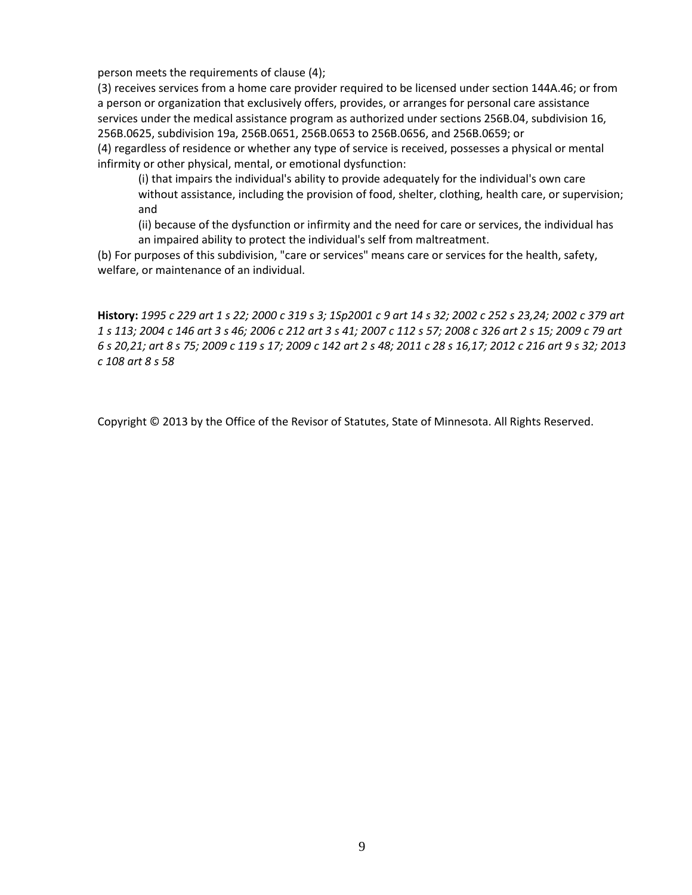person meets the requirements of clause (4);

(3) receives services from a home care provider required to be licensed under section 144A.46; or from a person or organization that exclusively offers, provides, or arranges for personal care assistance services under the medical assistance program as authorized under sections 256B.04, subdivision 16, 256B.0625, subdivision 19a, 256B.0651, 256B.0653 to 256B.0656, and 256B.0659; or

(4) regardless of residence or whether any type of service is received, possesses a physical or mental infirmity or other physical, mental, or emotional dysfunction:

> (i) that impairs the individual's ability to provide adequately for the individual's own care without assistance, including the provision of food, shelter, clothing, health care, or supervision; and
>
> (ii) because of the dysfunction or infirmity and the need for care or services, the individual has an impaired ability to protect the individual's self from maltreatment.

(b) For purposes of this subdivision, "care or services" means care or services for the health, safety, welfare, or maintenance of an individual.

**History:** *1995 c 229 art 1 s 22; 2000 c 319 s 3; 1Sp2001 c 9 art 14 s 32; 2002 c 252 s 23,24; 2002 c 379 art 1 s 113; 2004 c 146 art 3 s 46; 2006 c 212 art 3 s 41; 2007 c 112 s 57; 2008 c 326 art 2 s 15; 2009 c 79 art 6 s 20,21; art 8 s 75; 2009 c 119 s 17; 2009 c 142 art 2 s 48; 2011 c 28 s 16,17; 2012 c 216 art 9 s 32; 2013 c 108 art 8 s 58*

Copyright © 2013 by the Office of the Revisor of Statutes, State of Minnesota. All Rights Reserved.